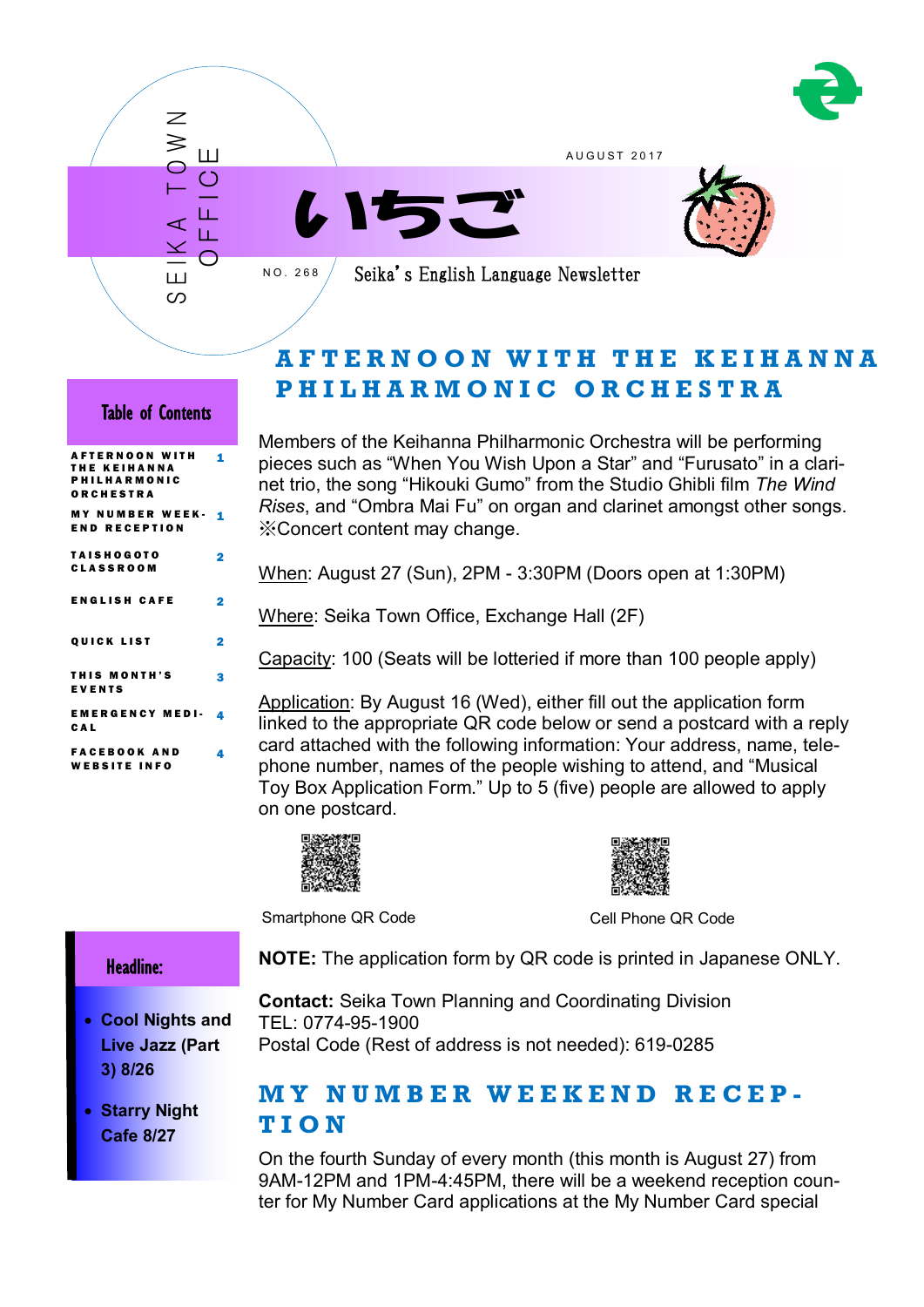SEIKA TOWN OFFICE

AUGUST 2017

# いちご

NO. 268

Seika's English Language Newsletter

## Table of Contents

| | |
|---|---|
| AFTERNOON WITH THE KEIHANNA PHILHARMONIC ORCHESTRA | 1 |
| MY NUMBER WEEKEND RECEPTION | 1 |
| TAISHOGOTO CLASSROOM | 2 |
| ENGLISH CAFE | 2 |
| QUICK LIST | 2 |
| THIS MONTH'S EVENTS | 3 |
| EMERGENCY MEDICAL | 4 |
| FACEBOOK AND WEBSITE INFO | 4 |

## Headline:

- **Cool Nights and Live Jazz (Part 3) 8/26**
- **Starry Night Cafe 8/27**

## AFTERNOON WITH THE KEIHANNA PHILHARMONIC ORCHESTRA

Members of the Keihanna Philharmonic Orchestra will be performing pieces such as "When You Wish Upon a Star" and "Furusato" in a clarinet trio, the song "Hikouki Gumo" from the Studio Ghibli film *The Wind Rises*, and "Ombra Mai Fu" on organ and clarinet amongst other songs. ※Concert content may change.

When: August 27 (Sun), 2PM - 3:30PM (Doors open at 1:30PM)

Where: Seika Town Office, Exchange Hall (2F)

Capacity: 100 (Seats will be lotteried if more than 100 people apply)

Application: By August 16 (Wed), either fill out the application form linked to the appropriate QR code below or send a postcard with a reply card attached with the following information: Your address, name, telephone number, names of the people wishing to attend, and "Musical Toy Box Application Form." Up to 5 (five) people are allowed to apply on one postcard.

Smartphone QR Code

Cell Phone QR Code

**NOTE:** The application form by QR code is printed in Japanese ONLY.

**Contact:** Seika Town Planning and Coordinating Division
TEL: 0774-95-1900
Postal Code (Rest of address is not needed): 619-0285

## MY NUMBER WEEKEND RECEPTION

On the fourth Sunday of every month (this month is August 27) from 9AM-12PM and 1PM-4:45PM, there will be a weekend reception counter for My Number Card applications at the My Number Card special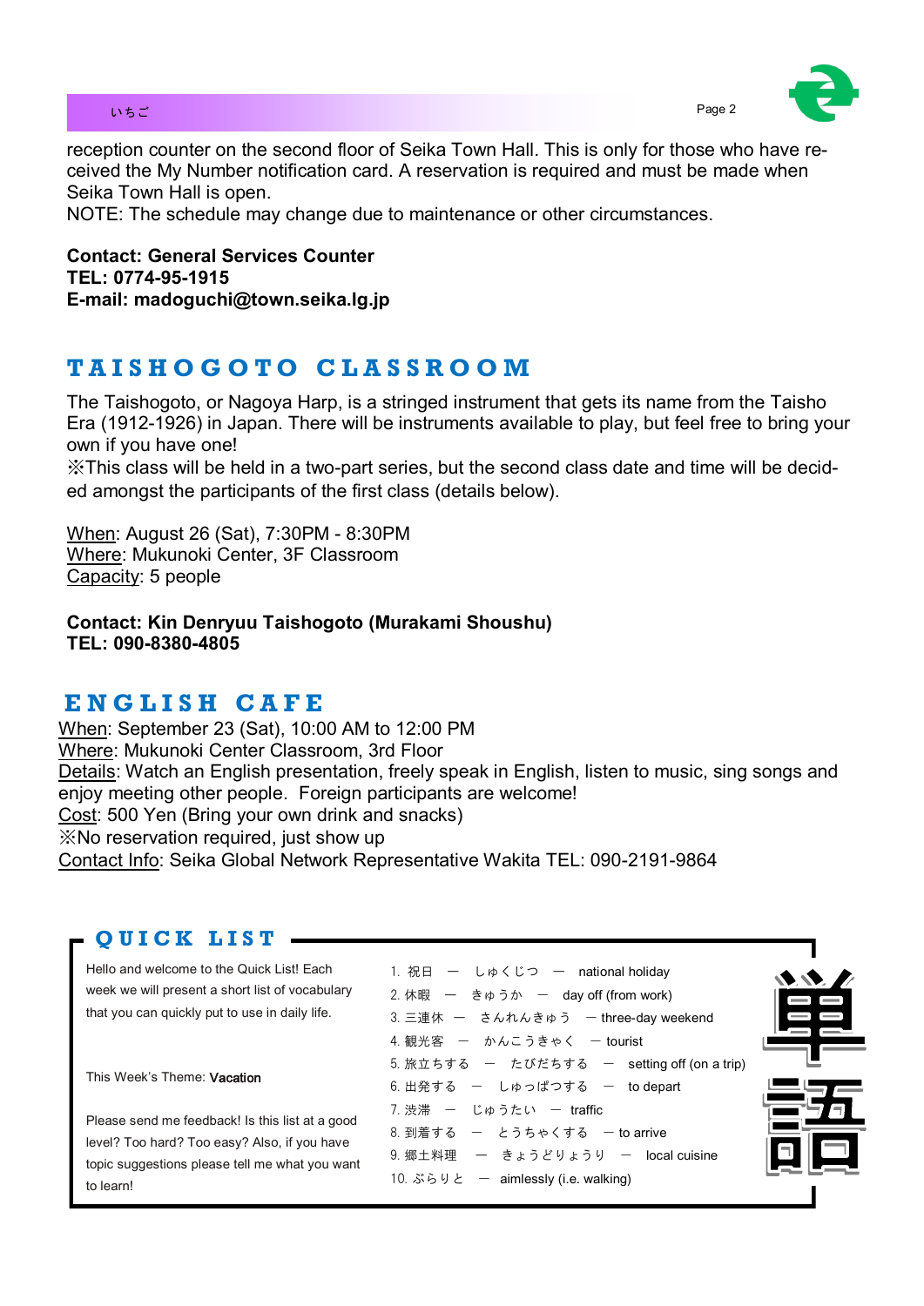reception counter on the second floor of Seika Town Hall. This is only for those who have received the My Number notification card. A reservation is required and must be made when Seika Town Hall is open.

NOTE: The schedule may change due to maintenance or other circumstances.

**Contact: General Services Counter**
**TEL: 0774-95-1915**
**E-mail: madoguchi@town.seika.lg.jp**

## TAISHOGOTO CLASSROOM

The Taishogoto, or Nagoya Harp, is a stringed instrument that gets its name from the Taisho Era (1912-1926) in Japan. There will be instruments available to play, but feel free to bring your own if you have one!

※This class will be held in a two-part series, but the second class date and time will be decided amongst the participants of the first class (details below).

When: August 26 (Sat), 7:30PM - 8:30PM
Where: Mukunoki Center, 3F Classroom
Capacity: 5 people

**Contact: Kin Denryuu Taishogoto (Murakami Shoushu)**
**TEL: 090-8380-4805**

## ENGLISH CAFE

When: September 23 (Sat), 10:00 AM to 12:00 PM
Where: Mukunoki Center Classroom, 3rd Floor
Details: Watch an English presentation, freely speak in English, listen to music, sing songs and enjoy meeting other people. Foreign participants are welcome!
Cost: 500 Yen (Bring your own drink and snacks)
※No reservation required, just show up
Contact Info: Seika Global Network Representative Wakita TEL: 090-2191-9864

## QUICK LIST

Hello and welcome to the Quick List! Each week we will present a short list of vocabulary that you can quickly put to use in daily life.

This Week's Theme: **Vacation**

Please send me feedback! Is this list at a good level? Too hard? Too easy? Also, if you have topic suggestions please tell me what you want to learn!

1. 祝日 ― しゅくじつ ― national holiday
2. 休暇 ― きゅうか ― day off (from work)
3. 三連休 ― さんれんきゅう ― three-day weekend
4. 観光客 ― かんこうきゃく ― tourist
5. 旅立ちする ― たびだちする ― setting off (on a trip)
6. 出発する ― しゅっぱつする ― to depart
7. 渋滞 ― じゅうたい ― traffic
8. 到着する ― とうちゃくする ― to arrive
9. 郷土料理 ― きょうどりょうり ― local cuisine
10. ぶらりと ― aimlessly (i.e. walking)

単語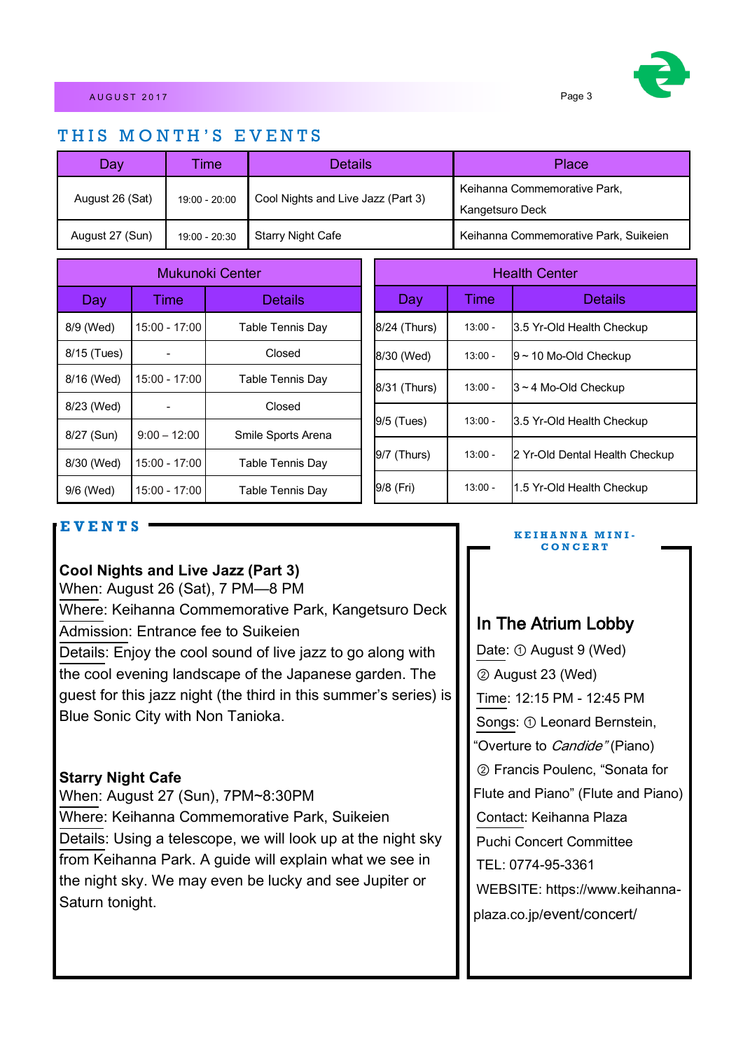## THIS MONTH'S EVENTS

| Day | Time | Details | Place |
|---|---|---|---|
| August 26 (Sat) | 19:00 - 20:00 | Cool Nights and Live Jazz (Part 3) | Keihanna Commemorative Park, Kangetsuro Deck |
| August 27 (Sun) | 19:00 - 20:30 | Starry Night Cafe | Keihanna Commemorative Park, Suikeien |

| Mukunoki Center | | |
|---|---|---|
| **Day** | **Time** | **Details** |
| 8/9 (Wed) | 15:00 - 17:00 | Table Tennis Day |
| 8/15 (Tues) | - | Closed |
| 8/16 (Wed) | 15:00 - 17:00 | Table Tennis Day |
| 8/23 (Wed) | - | Closed |
| 8/27 (Sun) | 9:00 – 12:00 | Smile Sports Arena |
| 8/30 (Wed) | 15:00 - 17:00 | Table Tennis Day |
| 9/6 (Wed) | 15:00 - 17:00 | Table Tennis Day |

| Health Center | | |
|---|---|---|
| **Day** | **Time** | **Details** |
| 8/24 (Thurs) | 13:00 - | 3.5 Yr-Old Health Checkup |
| 8/30 (Wed) | 13:00 - | 9 ~ 10 Mo-Old Checkup |
| 8/31 (Thurs) | 13:00 - | 3 ~ 4 Mo-Old Checkup |
| 9/5 (Tues) | 13:00 - | 3.5 Yr-Old Health Checkup |
| 9/7 (Thurs) | 13:00 - | 2 Yr-Old Dental Health Checkup |
| 9/8 (Fri) | 13:00 - | 1.5 Yr-Old Health Checkup |

## EVENTS

**Cool Nights and Live Jazz (Part 3)**
When: August 26 (Sat), 7 PM—8 PM
Where: Keihanna Commemorative Park, Kangetsuro Deck
Admission: Entrance fee to Suikeien
Details: Enjoy the cool sound of live jazz to go along with the cool evening landscape of the Japanese garden. The guest for this jazz night (the third in this summer's series) is Blue Sonic City with Non Tanioka.

**Starry Night Cafe**
When: August 27 (Sun), 7PM~8:30PM
Where: Keihanna Commemorative Park, Suikeien
Details: Using a telescope, we will look up at the night sky from Keihanna Park. A guide will explain what we see in the night sky. We may even be lucky and see Jupiter or Saturn tonight.

## KEIHANNA MINI-CONCERT

### In The Atrium Lobby

Date: ① August 9 (Wed)
② August 23 (Wed)
Time: 12:15 PM - 12:45 PM
Songs: ① Leonard Bernstein, "Overture to *Candide*" (Piano)
② Francis Poulenc, "Sonata for Flute and Piano" (Flute and Piano)
Contact: Keihanna Plaza Puchi Concert Committee
TEL: 0774-95-3361
WEBSITE: https://www.keihanna-plaza.co.jp/event/concert/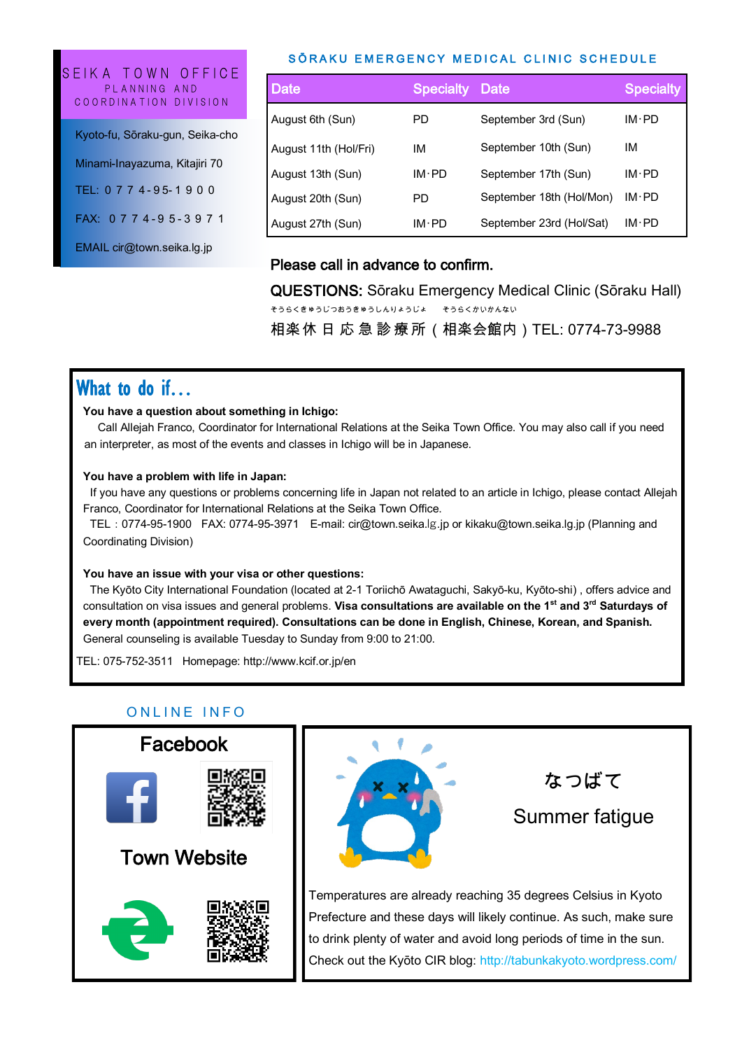**SEIKA TOWN OFFICE**
PLANNING AND COORDINATION DIVISION

Kyoto-fu, Sōraku-gun, Seika-cho

Minami-Inayazuma, Kitajiri 70

TEL: ０７７４-95-１９００

FAX: ０７７４-９５-３９７１

EMAIL cir@town.seika.lg.jp

## SŌRAKU EMERGENCY MEDICAL CLINIC SCHEDULE

| Date | Specialty | Date | Specialty |
|---|---|---|---|
| August 6th (Sun) | PD | September 3rd (Sun) | IM･PD |
| August 11th (Hol/Fri) | IM | September 10th (Sun) | IM |
| August 13th (Sun) | IM･PD | September 17th (Sun) | IM･PD |
| August 20th (Sun) | PD | September 18th (Hol/Mon) | IM･PD |
| August 27th (Sun) | IM･PD | September 23rd (Hol/Sat) | IM･PD |

Please call in advance to confirm.

**QUESTIONS:** Sōraku Emergency Medical Clinic (Sōraku Hall)

相楽休日応急診療所（相楽会館内）TEL: 0774-73-9988

## What to do if…

**You have a question about something in Ichigo:**

Call Allejah Franco, Coordinator for International Relations at the Seika Town Office. You may also call if you need an interpreter, as most of the events and classes in Ichigo will be in Japanese.

**You have a problem with life in Japan:**

If you have any questions or problems concerning life in Japan not related to an article in Ichigo, please contact Allejah Franco, Coordinator for International Relations at the Seika Town Office.

TEL：0774-95-1900　FAX: 0774-95-3971　E-mail: cir@town.seika.lg.jp or kikaku@town.seika.lg.jp (Planning and Coordinating Division)

**You have an issue with your visa or other questions:**

The Kyōto City International Foundation (located at 2-1 Toriichō Awataguchi, Sakyō-ku, Kyōto-shi) , offers advice and consultation on visa issues and general problems. **Visa consultations are available on the 1st and 3rd Saturdays of every month (appointment required). Consultations can be done in English, Chinese, Korean, and Spanish.** General counseling is available Tuesday to Sunday from 9:00 to 21:00.

TEL: 075-752-3511　Homepage: http://www.kcif.or.jp/en

## ONLINE INFO

**Facebook**

**Town Website**

なつばて

Summer fatigue

Temperatures are already reaching 35 degrees Celsius in Kyoto Prefecture and these days will likely continue. As such, make sure to drink plenty of water and avoid long periods of time in the sun. Check out the Kyōto CIR blog: http://tabunkakyoto.wordpress.com/